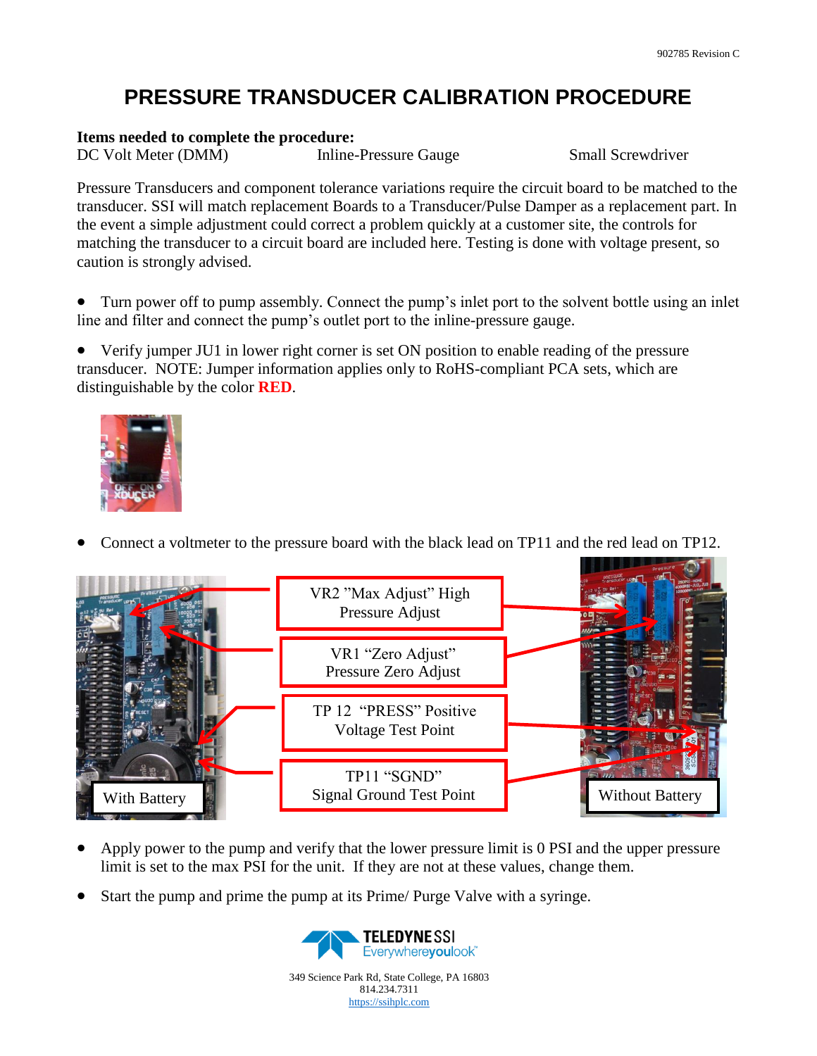# PRESSURE TRANSDUCER CALIBRATION PROCEDURE

**Items needed to complete the procedure:**

DC Volt Meter (DMM) Inline-Pressure Gauge Small Screwdriver

Pressure Transducers and component tolerance variations require the circuit board to be matched to the transducer. SSI will match replacement Boards to a Transducer/Pulse Damper as a replacement part. In the event a simple adjustment could correct a problem quickly at a customer site, the controls for matching the transducer to a circuit board are included here. Testing is done with voltage present, so caution is strongly advised.

- Turn power off to pump assembly. Connect the pump's inlet port to the solvent bottle using an inlet line and filter and connect the pump's outlet port to the inline-pressure gauge.

- Verify jumper JU1 in lower right corner is set ON position to enable reading of the pressure transducer. NOTE: Jumper information applies only to RoHS-compliant PCA sets, which are distinguishable by the color **RED**.

- Connect a voltmeter to the pressure board with the black lead on TP11 and the red lead on TP12.

VR2 "Max Adjust" High Pressure Adjust

VR1 "Zero Adjust" Pressure Zero Adjust

TP 12 "PRESS" Positive Voltage Test Point

TP11 "SGND" Signal Ground Test Point

With Battery

Without Battery

- Apply power to the pump and verify that the lower pressure limit is 0 PSI and the upper pressure limit is set to the max PSI for the unit. If they are not at these values, change them.

- Start the pump and prime the pump at its Prime/ Purge Valve with a syringe.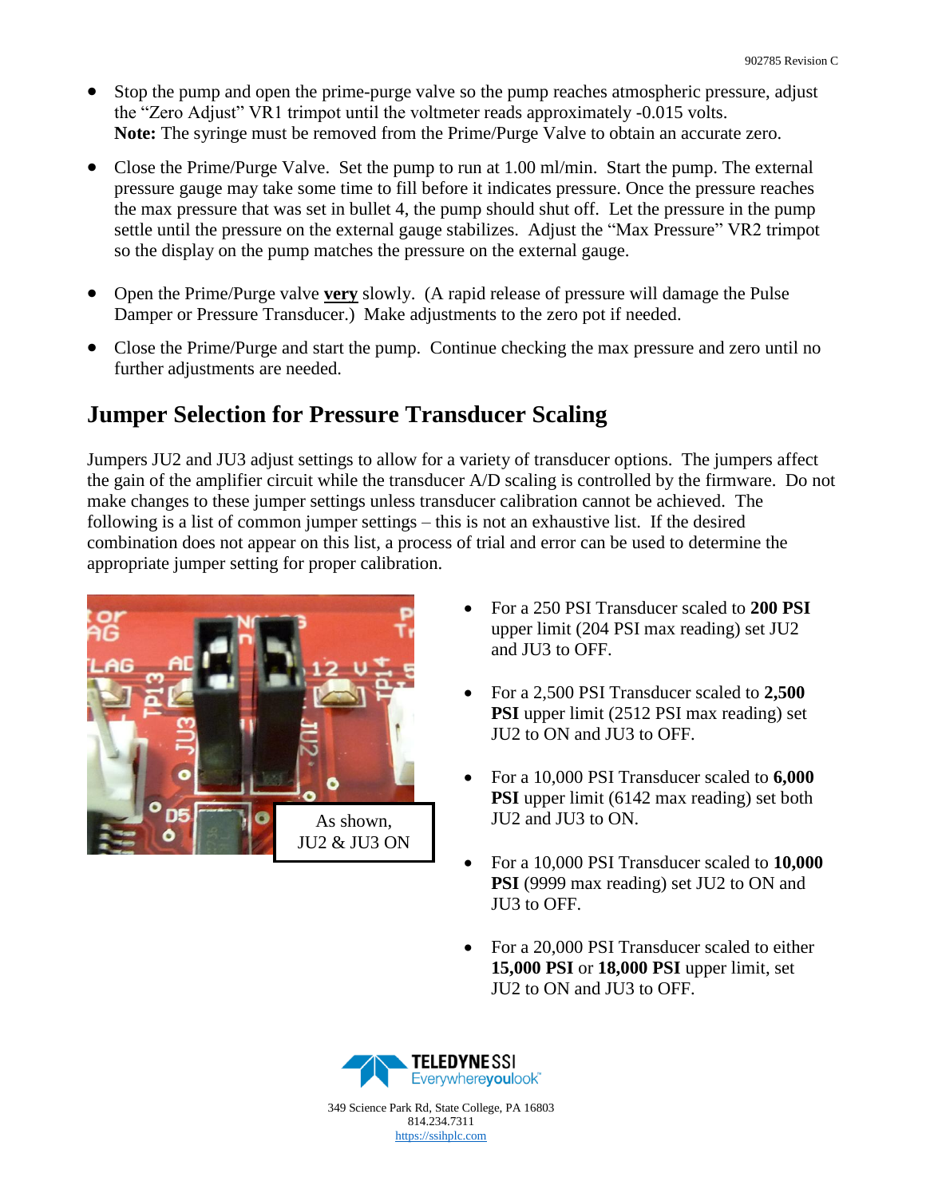- Stop the pump and open the prime-purge valve so the pump reaches atmospheric pressure, adjust the "Zero Adjust" VR1 trimpot until the voltmeter reads approximately -0.015 volts.
  **Note:** The syringe must be removed from the Prime/Purge Valve to obtain an accurate zero.

- Close the Prime/Purge Valve. Set the pump to run at 1.00 ml/min. Start the pump. The external pressure gauge may take some time to fill before it indicates pressure. Once the pressure reaches the max pressure that was set in bullet 4, the pump should shut off. Let the pressure in the pump settle until the pressure on the external gauge stabilizes. Adjust the "Max Pressure" VR2 trimpot so the display on the pump matches the pressure on the external gauge.

- Open the Prime/Purge valve **very** slowly. (A rapid release of pressure will damage the Pulse Damper or Pressure Transducer.) Make adjustments to the zero pot if needed.

- Close the Prime/Purge and start the pump. Continue checking the max pressure and zero until no further adjustments are needed.

## Jumper Selection for Pressure Transducer Scaling

Jumpers JU2 and JU3 adjust settings to allow for a variety of transducer options. The jumpers affect the gain of the amplifier circuit while the transducer A/D scaling is controlled by the firmware. Do not make changes to these jumper settings unless transducer calibration cannot be achieved. The following is a list of common jumper settings – this is not an exhaustive list. If the desired combination does not appear on this list, a process of trial and error can be used to determine the appropriate jumper setting for proper calibration.

As shown, JU2 & JU3 ON

- For a 250 PSI Transducer scaled to **200 PSI** upper limit (204 PSI max reading) set JU2 and JU3 to OFF.

- For a 2,500 PSI Transducer scaled to **2,500 PSI** upper limit (2512 PSI max reading) set JU2 to ON and JU3 to OFF.

- For a 10,000 PSI Transducer scaled to **6,000 PSI** upper limit (6142 max reading) set both JU2 and JU3 to ON.

- For a 10,000 PSI Transducer scaled to **10,000 PSI** (9999 max reading) set JU2 to ON and JU3 to OFF.

- For a 20,000 PSI Transducer scaled to either **15,000 PSI** or **18,000 PSI** upper limit, set JU2 to ON and JU3 to OFF.

TELEDYNE SSI
Everywhereyoulook™

349 Science Park Rd, State College, PA 16803
814.234.7311
https://ssihplc.com